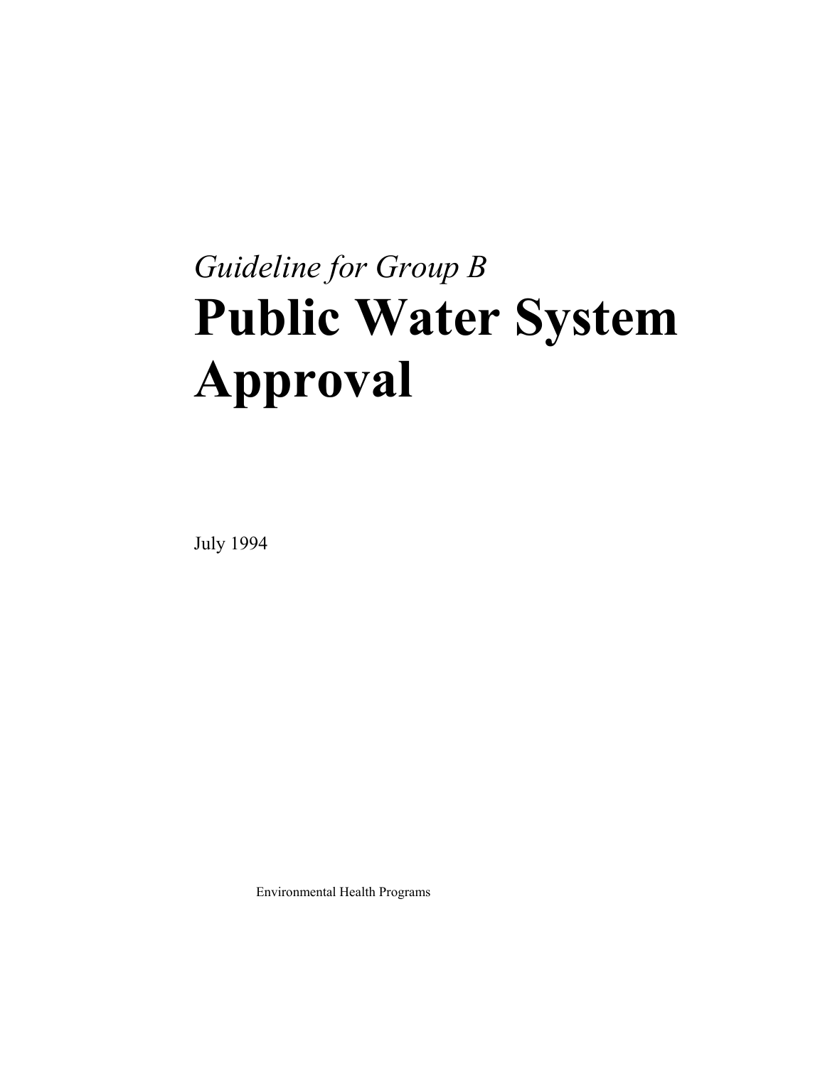*Guideline for Group B*

# Public Water System Approval

July 1994

Environmental Health Programs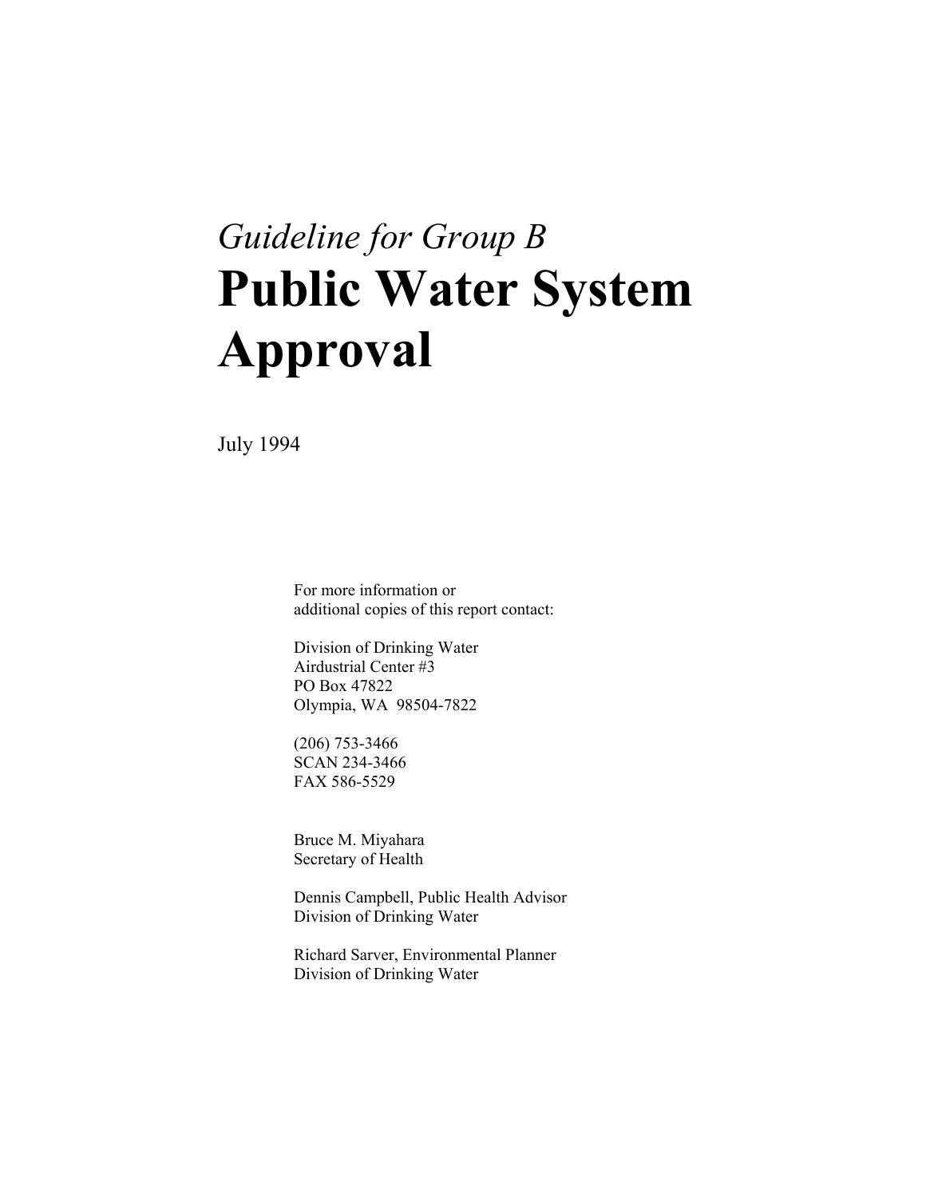*Guideline for Group B*

# Public Water System Approval

July 1994

For more information or
additional copies of this report contact:

Division of Drinking Water
Airdustrial Center #3
PO Box 47822
Olympia, WA 98504-7822

(206) 753-3466
SCAN 234-3466
FAX 586-5529

Bruce M. Miyahara
Secretary of Health

Dennis Campbell, Public Health Advisor
Division of Drinking Water

Richard Sarver, Environmental Planner
Division of Drinking Water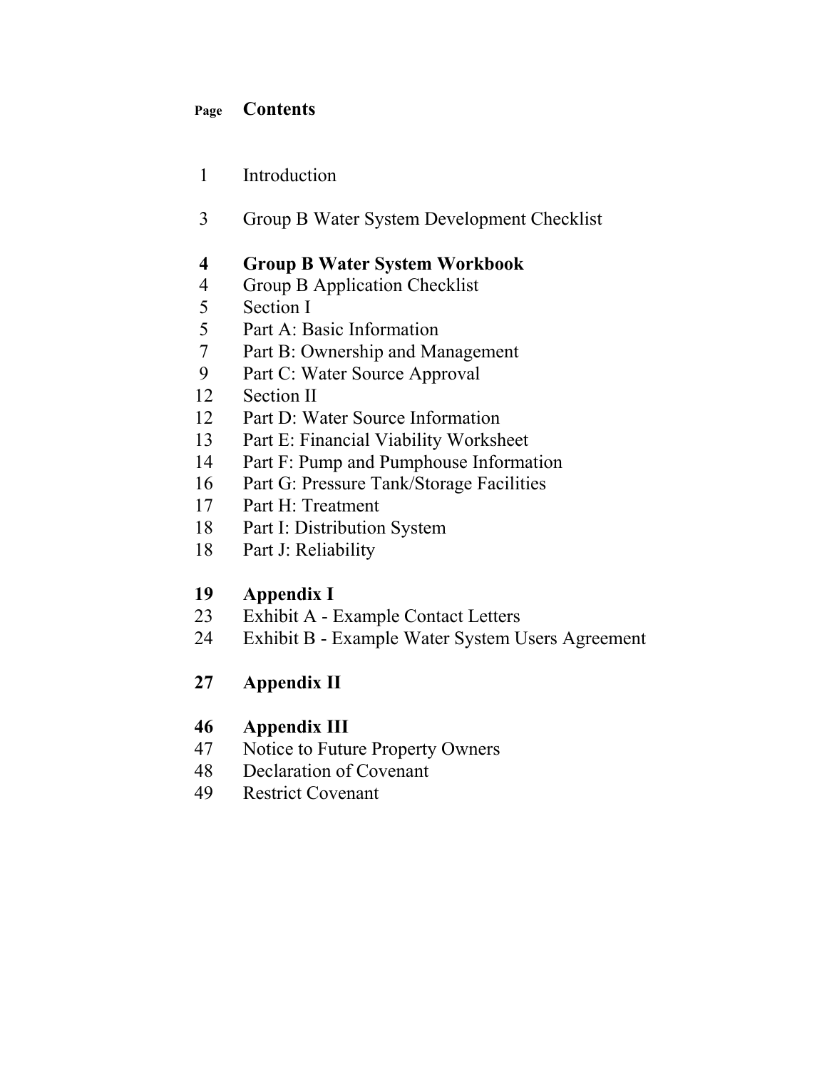# Contents

| Page | Contents |
|---|---|
| 1 | Introduction |
| 3 | Group B Water System Development Checklist |
| **4** | **Group B Water System Workbook** |
| 4 | Group B Application Checklist |
| 5 | Section I |
| 5 | Part A: Basic Information |
| 7 | Part B: Ownership and Management |
| 9 | Part C: Water Source Approval |
| 12 | Section II |
| 12 | Part D: Water Source Information |
| 13 | Part E: Financial Viability Worksheet |
| 14 | Part F: Pump and Pumphouse Information |
| 16 | Part G: Pressure Tank/Storage Facilities |
| 17 | Part H: Treatment |
| 18 | Part I: Distribution System |
| 18 | Part J: Reliability |
| **19** | **Appendix I** |
| 23 | Exhibit A - Example Contact Letters |
| 24 | Exhibit B - Example Water System Users Agreement |
| **27** | **Appendix II** |
| **46** | **Appendix III** |
| 47 | Notice to Future Property Owners |
| 48 | Declaration of Covenant |
| 49 | Restrict Covenant |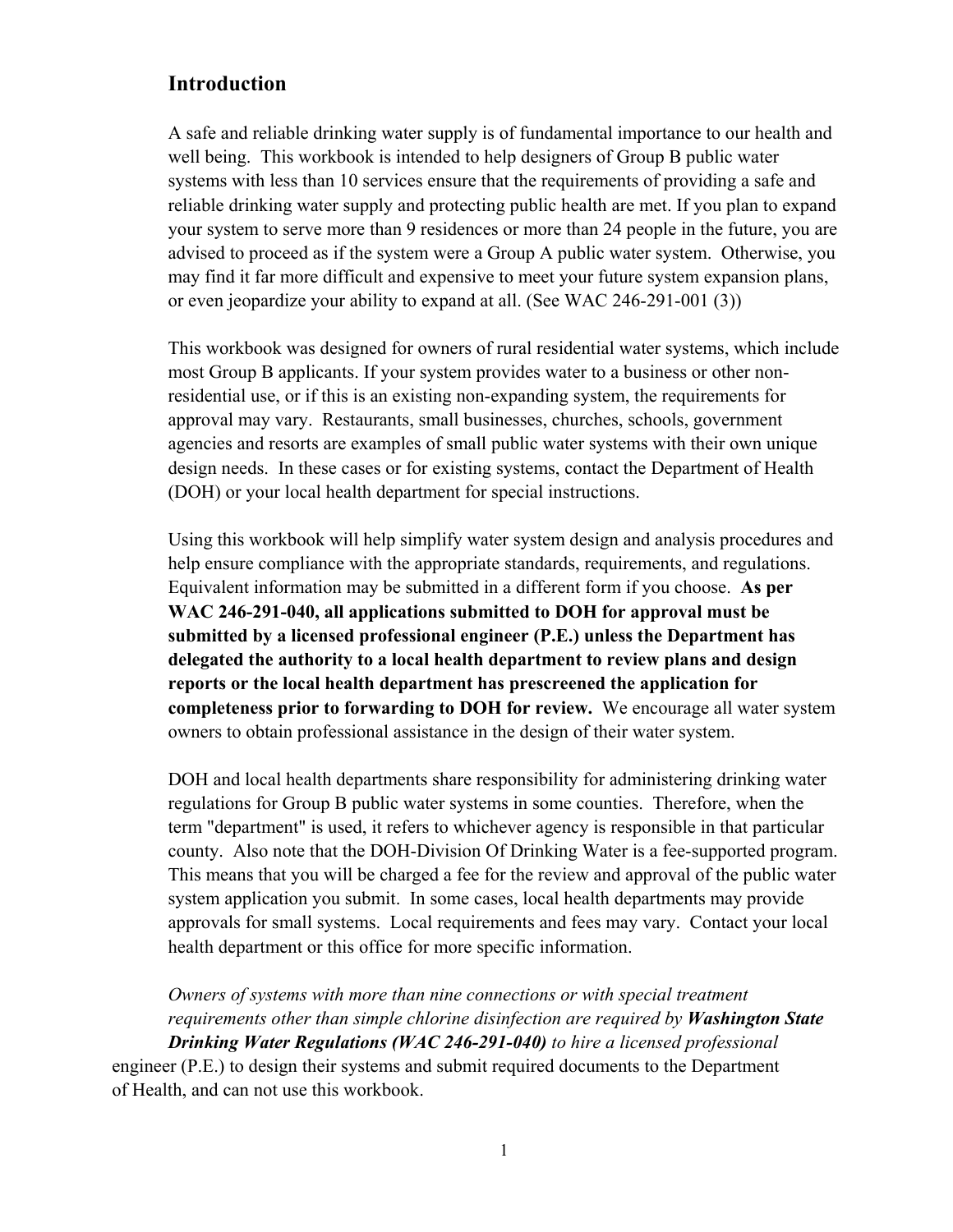## Introduction

A safe and reliable drinking water supply is of fundamental importance to our health and well being. This workbook is intended to help designers of Group B public water systems with less than 10 services ensure that the requirements of providing a safe and reliable drinking water supply and protecting public health are met. If you plan to expand your system to serve more than 9 residences or more than 24 people in the future, you are advised to proceed as if the system were a Group A public water system. Otherwise, you may find it far more difficult and expensive to meet your future system expansion plans, or even jeopardize your ability to expand at all. (See WAC 246-291-001 (3))

This workbook was designed for owners of rural residential water systems, which include most Group B applicants. If your system provides water to a business or other non-residential use, or if this is an existing non-expanding system, the requirements for approval may vary. Restaurants, small businesses, churches, schools, government agencies and resorts are examples of small public water systems with their own unique design needs. In these cases or for existing systems, contact the Department of Health (DOH) or your local health department for special instructions.

Using this workbook will help simplify water system design and analysis procedures and help ensure compliance with the appropriate standards, requirements, and regulations. Equivalent information may be submitted in a different form if you choose. **As per WAC 246-291-040, all applications submitted to DOH for approval must be submitted by a licensed professional engineer (P.E.) unless the Department has delegated the authority to a local health department to review plans and design reports or the local health department has prescreened the application for completeness prior to forwarding to DOH for review.** We encourage all water system owners to obtain professional assistance in the design of their water system.

DOH and local health departments share responsibility for administering drinking water regulations for Group B public water systems in some counties. Therefore, when the term "department" is used, it refers to whichever agency is responsible in that particular county. Also note that the DOH-Division Of Drinking Water is a fee-supported program. This means that you will be charged a fee for the review and approval of the public water system application you submit. In some cases, local health departments may provide approvals for small systems. Local requirements and fees may vary. Contact your local health department or this office for more specific information.

*Owners of systems with more than nine connections or with special treatment requirements other than simple chlorine disinfection are required by **Washington State Drinking Water Regulations (WAC 246-291-040)** to hire a licensed professional* engineer (P.E.) to design their systems and submit required documents to the Department of Health, and can not use this workbook.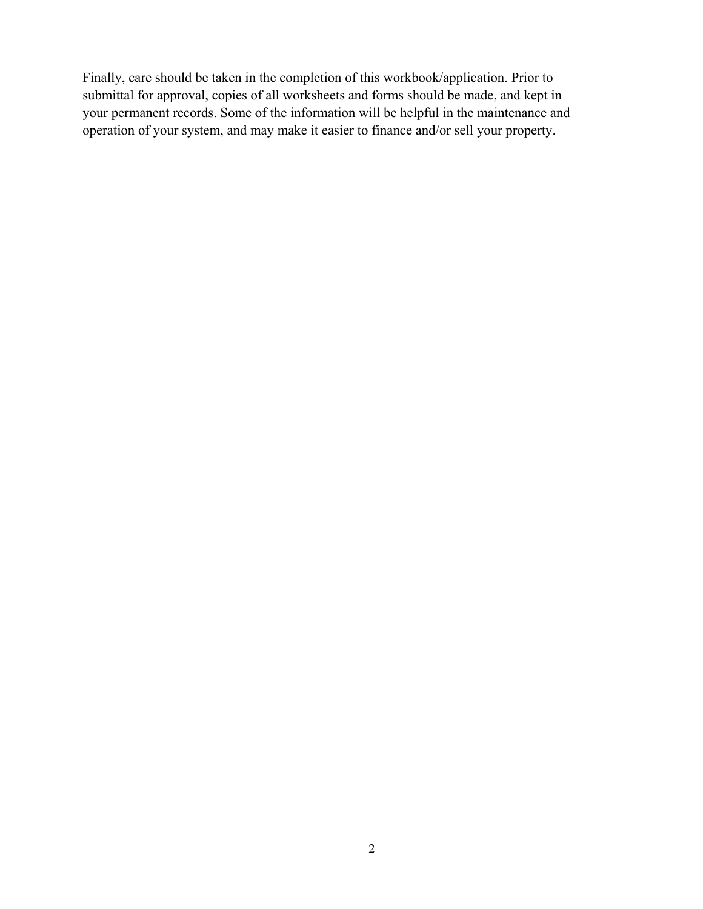Finally, care should be taken in the completion of this workbook/application. Prior to submittal for approval, copies of all worksheets and forms should be made, and kept in your permanent records. Some of the information will be helpful in the maintenance and operation of your system, and may make it easier to finance and/or sell your property.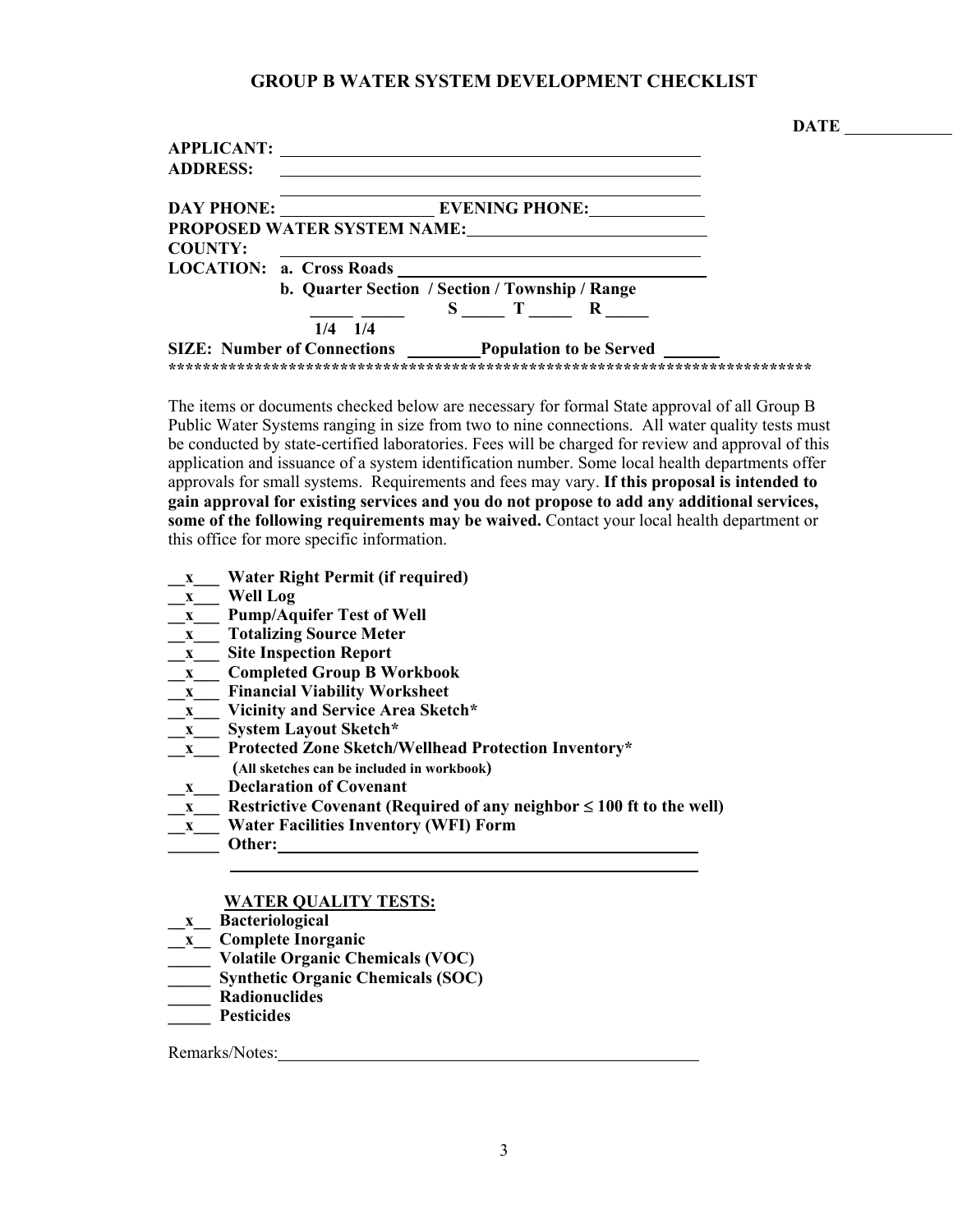# GROUP B WATER SYSTEM DEVELOPMENT CHECKLIST

**DATE** ____________

**APPLICANT:** ______________________________________________

**ADDRESS:** ______________________________________________

______________________________________________

**DAY PHONE:** __________________ **EVENING PHONE:** ______________

**PROPOSED WATER SYSTEM NAME:** ____________________________

**COUNTY:** ______________________________________________

**LOCATION: a. Cross Roads** ____________________________________

**b. Quarter Section / Section / Township / Range**

_____ _____ **S** _____ **T** _____ **R** _____

**1/4 1/4**

**SIZE: Number of Connections** ________ **Population to be Served** ______

**********************************************************************************

The items or documents checked below are necessary for formal State approval of all Group B Public Water Systems ranging in size from two to nine connections. All water quality tests must be conducted by state-certified laboratories. Fees will be charged for review and approval of this application and issuance of a system identification number. Some local health departments offer approvals for small systems. Requirements and fees may vary. **If this proposal is intended to gain approval for existing services and you do not propose to add any additional services, some of the following requirements may be waived.** Contact your local health department or this office for more specific information.

- __x___ **Water Right Permit (if required)**
- __x___ **Well Log**
- __x___ **Pump/Aquifer Test of Well**
- __x___ **Totalizing Source Meter**
- __x___ **Site Inspection Report**
- __x___ **Completed Group B Workbook**
- __x___ **Financial Viability Worksheet**
- __x___ **Vicinity and Service Area Sketch***
- __x___ **System Layout Sketch***
- __x___ **Protected Zone Sketch/Wellhead Protection Inventory***
  **(All sketches can be included in workbook)**
- __x___ **Declaration of Covenant**
- __x___ **Restrictive Covenant (Required of any neighbor ≤ 100 ft to the well)**
- __x___ **Water Facilities Inventory (WFI) Form**
- ______ **Other:** ______________________________________________

______________________________________________

**WATER QUALITY TESTS:**

- __x__ **Bacteriological**
- __x__ **Complete Inorganic**
- _____ **Volatile Organic Chemicals (VOC)**
- _____ **Synthetic Organic Chemicals (SOC)**
- _____ **Radionuclides**
- _____ **Pesticides**

Remarks/Notes: ______________________________________________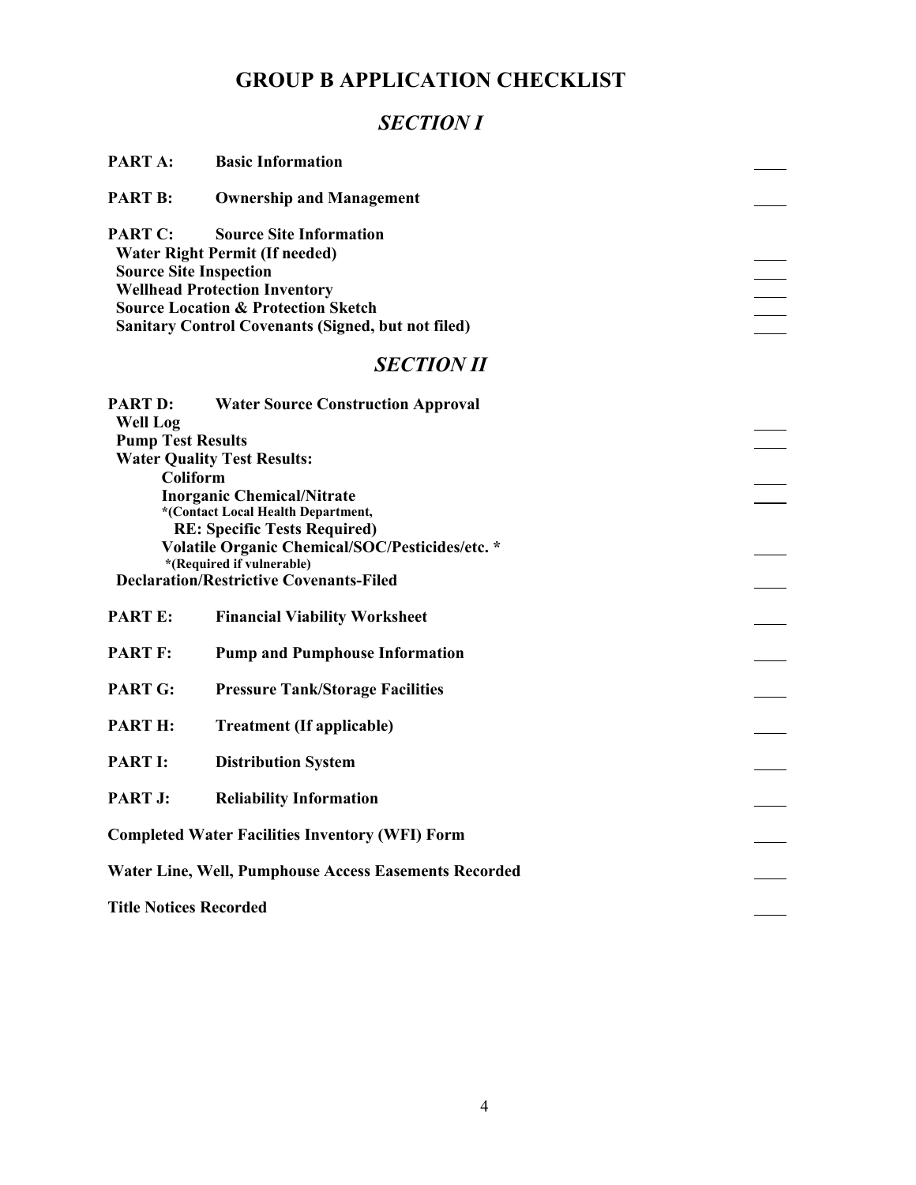# GROUP B APPLICATION CHECKLIST

## *SECTION I*

**PART A: Basic Information** ____

**PART B: Ownership and Management** ____

**PART C: Source Site Information**

- **Water Right Permit (If needed)** ____
- **Source Site Inspection** ____
- **Wellhead Protection Inventory** ____
- **Source Location & Protection Sketch** ____
- **Sanitary Control Covenants (Signed, but not filed)** ____

## *SECTION II*

**PART D: Water Source Construction Approval**

- **Well Log** ____
- **Pump Test Results** ____
- **Water Quality Test Results:**
  - **Coliform** ____
  - **Inorganic Chemical/Nitrate** ____
    *(Contact Local Health Department,
    RE: Specific Tests Required)
  - **Volatile Organic Chemical/SOC/Pesticides/etc. *** ____
    *(Required if vulnerable)
- **Declaration/Restrictive Covenants-Filed** ____

**PART E: Financial Viability Worksheet** ____

**PART F: Pump and Pumphouse Information** ____

**PART G: Pressure Tank/Storage Facilities** ____

**PART H: Treatment (If applicable)** ____

**PART I: Distribution System** ____

**PART J: Reliability Information** ____

**Completed Water Facilities Inventory (WFI) Form** ____

**Water Line, Well, Pumphouse Access Easements Recorded** ____

**Title Notices Recorded** ____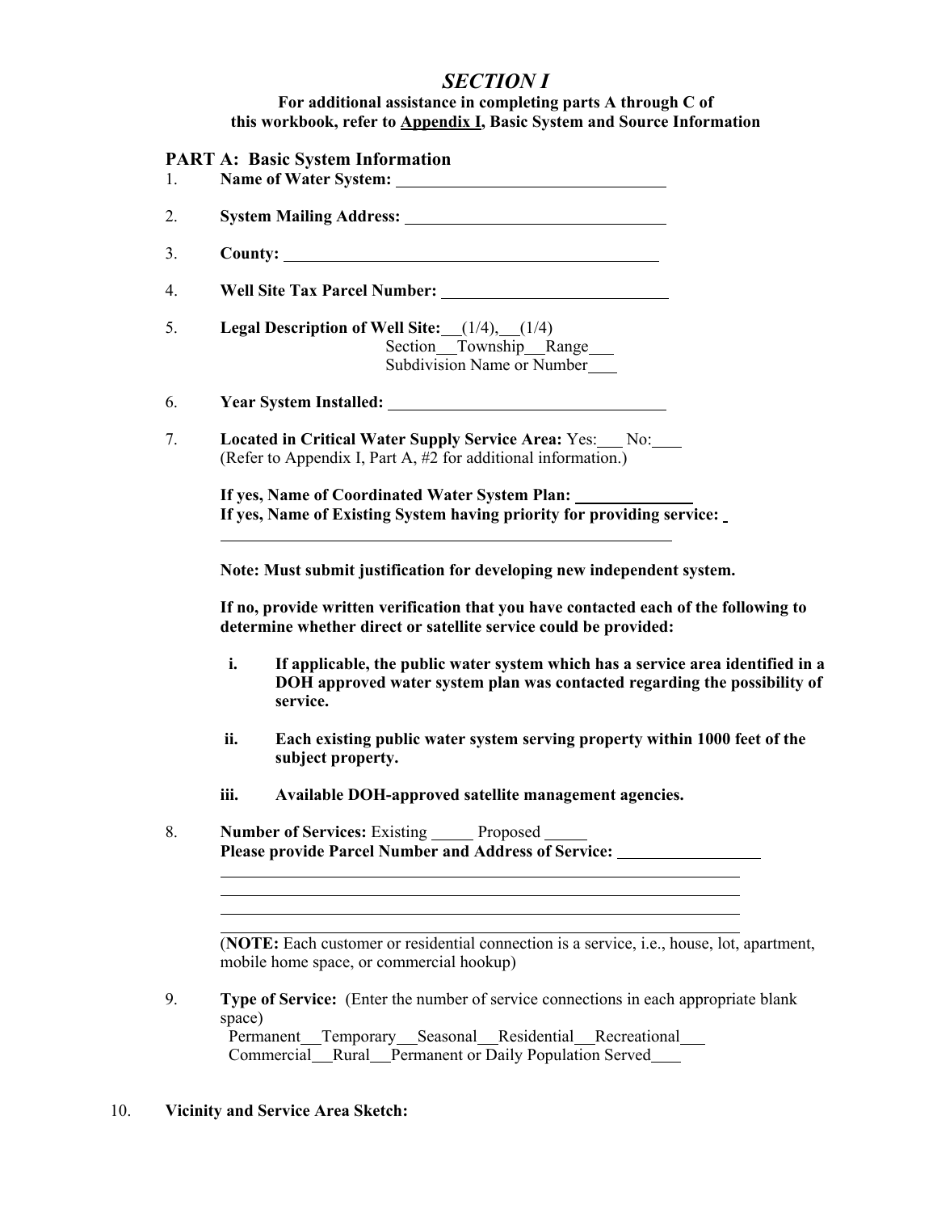# *SECTION I*

**For additional assistance in completing parts A through C of this workbook, refer to <u>Appendix I</u>, Basic System and Source Information**

## PART A: Basic System Information

1. **Name of Water System:** ________________________________

2. **System Mailing Address:** ________________________________

3. **County:** ______________________________________________

4. **Well Site Tax Parcel Number:** ___________________________

5. **Legal Description of Well Site:** __(1/4), __(1/4)
   Section__Township__Range___
   Subdivision Name or Number___

6. **Year System Installed:** _________________________________

7. **Located in Critical Water Supply Service Area:** Yes:___ No:___
   (Refer to Appendix I, Part A, #2 for additional information.)

   **If yes, Name of Coordinated Water System Plan:** _____________
   **If yes, Name of Existing System having priority for providing service:** _
   _______________________________________________________

   **Note: Must submit justification for developing new independent system.**

   **If no, provide written verification that you have contacted each of the following to determine whether direct or satellite service could be provided:**

   - **i.** **If applicable, the public water system which has a service area identified in a DOH approved water system plan was contacted regarding the possibility of service.**
   - **ii.** **Each existing public water system serving property within 1000 feet of the subject property.**
   - **iii.** **Available DOH-approved satellite management agencies.**

8. **Number of Services:** Existing _____ Proposed _____
   **Please provide Parcel Number and Address of Service:** ________________
   _______________________________________________________________
   _______________________________________________________________
   _______________________________________________________________
   _______________________________________________________________

   (**NOTE:** Each customer or residential connection is a service, i.e., house, lot, apartment, mobile home space, or commercial hookup)

9. **Type of Service:** (Enter the number of service connections in each appropriate blank space)
   Permanent__Temporary__Seasonal__Residential__Recreational___
   Commercial__Rural__Permanent or Daily Population Served___

10. **Vicinity and Service Area Sketch:**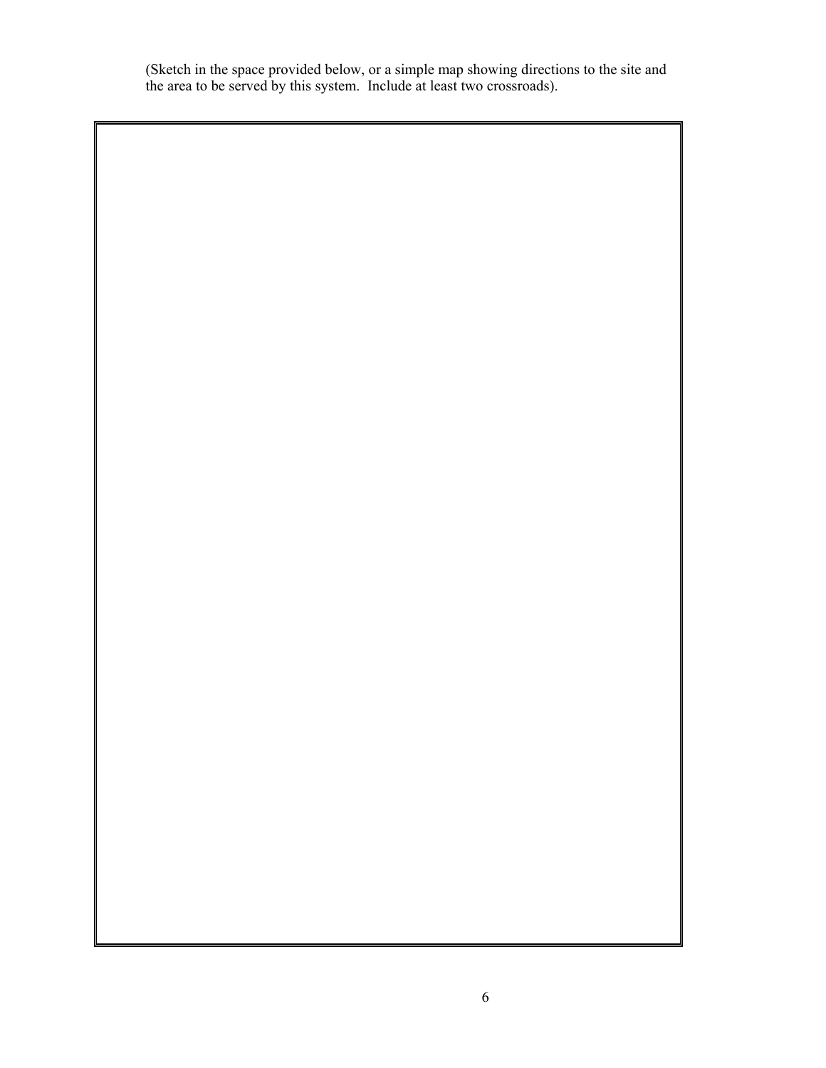(Sketch in the space provided below, or a simple map showing directions to the site and the area to be served by this system. Include at least two crossroads).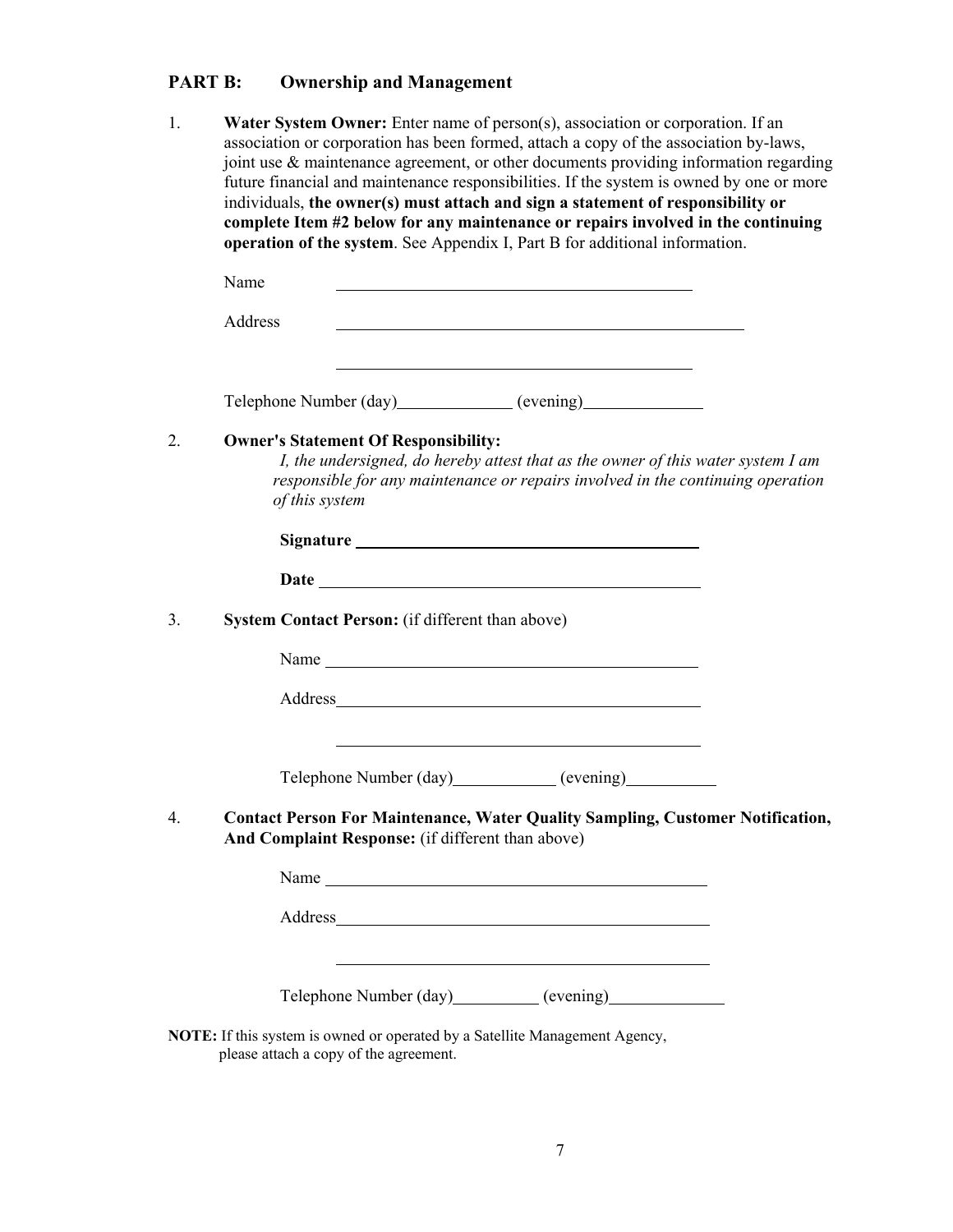## PART B: Ownership and Management

1. **Water System Owner:** Enter name of person(s), association or corporation. If an association or corporation has been formed, attach a copy of the association by-laws, joint use & maintenance agreement, or other documents providing information regarding future financial and maintenance responsibilities. If the system is owned by one or more individuals, **the owner(s) must attach and sign a statement of responsibility or complete Item #2 below for any maintenance or repairs involved in the continuing operation of the system**. See Appendix I, Part B for additional information.

   Name ____________________________________________

   Address ____________________________________________

   ____________________________________________

   Telephone Number (day)______________ (evening)______________

2. **Owner's Statement Of Responsibility:**

   *I, the undersigned, do hereby attest that as the owner of this water system I am responsible for any maintenance or repairs involved in the continuing operation of this system*

   **Signature** ____________________________________________

   **Date** ____________________________________________

3. **System Contact Person:** (if different than above)

   Name ____________________________________________

   Address____________________________________________

   ____________________________________________

   Telephone Number (day)____________ (evening)___________

4. **Contact Person For Maintenance, Water Quality Sampling, Customer Notification, And Complaint Response:** (if different than above)

   Name ____________________________________________

   Address____________________________________________

   ____________________________________________

   Telephone Number (day)__________ (evening)_____________

**NOTE:** If this system is owned or operated by a Satellite Management Agency, please attach a copy of the agreement.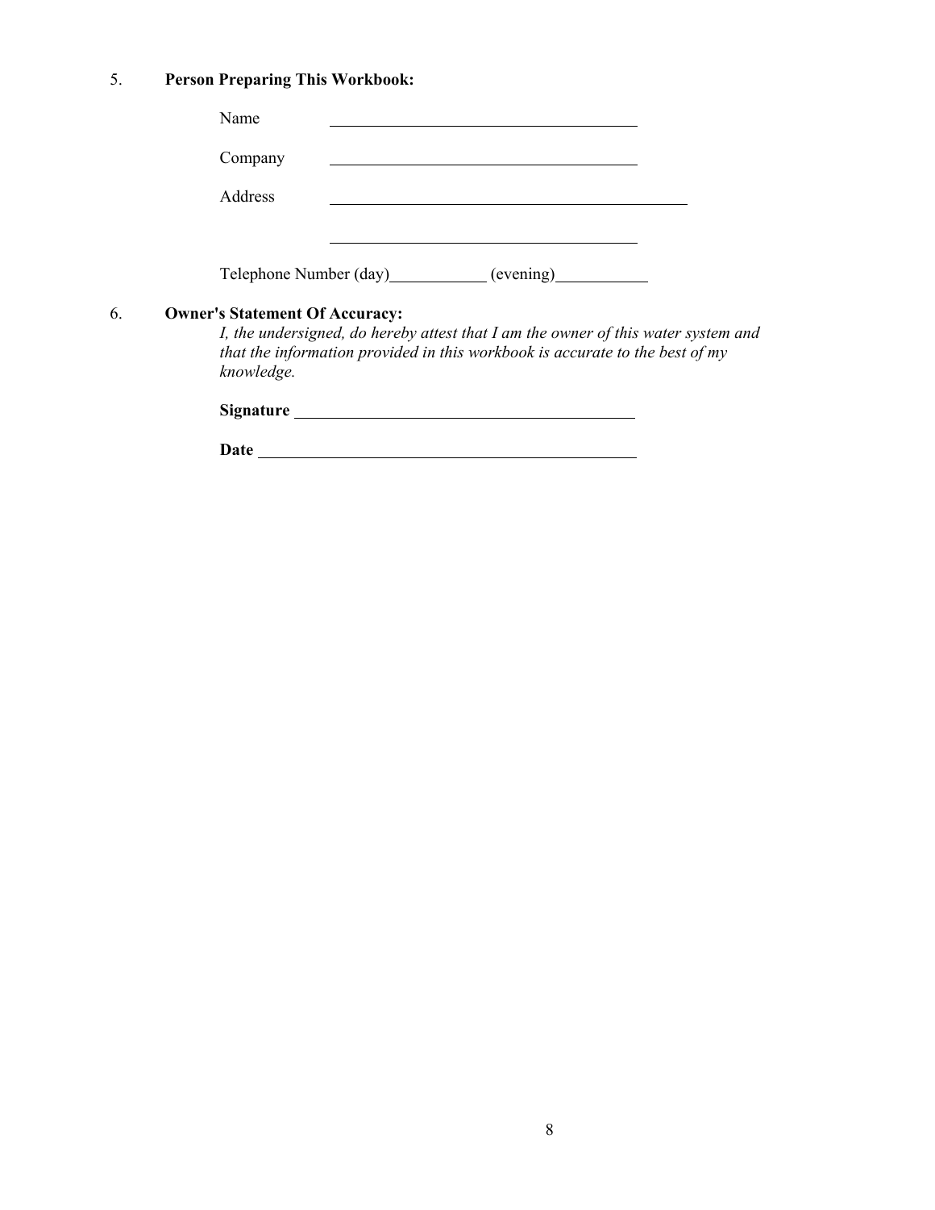5. **Person Preparing This Workbook:**

Name ______________________________

Company ______________________________

Address ______________________________

______________________________

Telephone Number (day)__________ (evening)__________

6. **Owner's Statement Of Accuracy:**

*I, the undersigned, do hereby attest that I am the owner of this water system and that the information provided in this workbook is accurate to the best of my knowledge.*

**Signature** ______________________________

**Date** ______________________________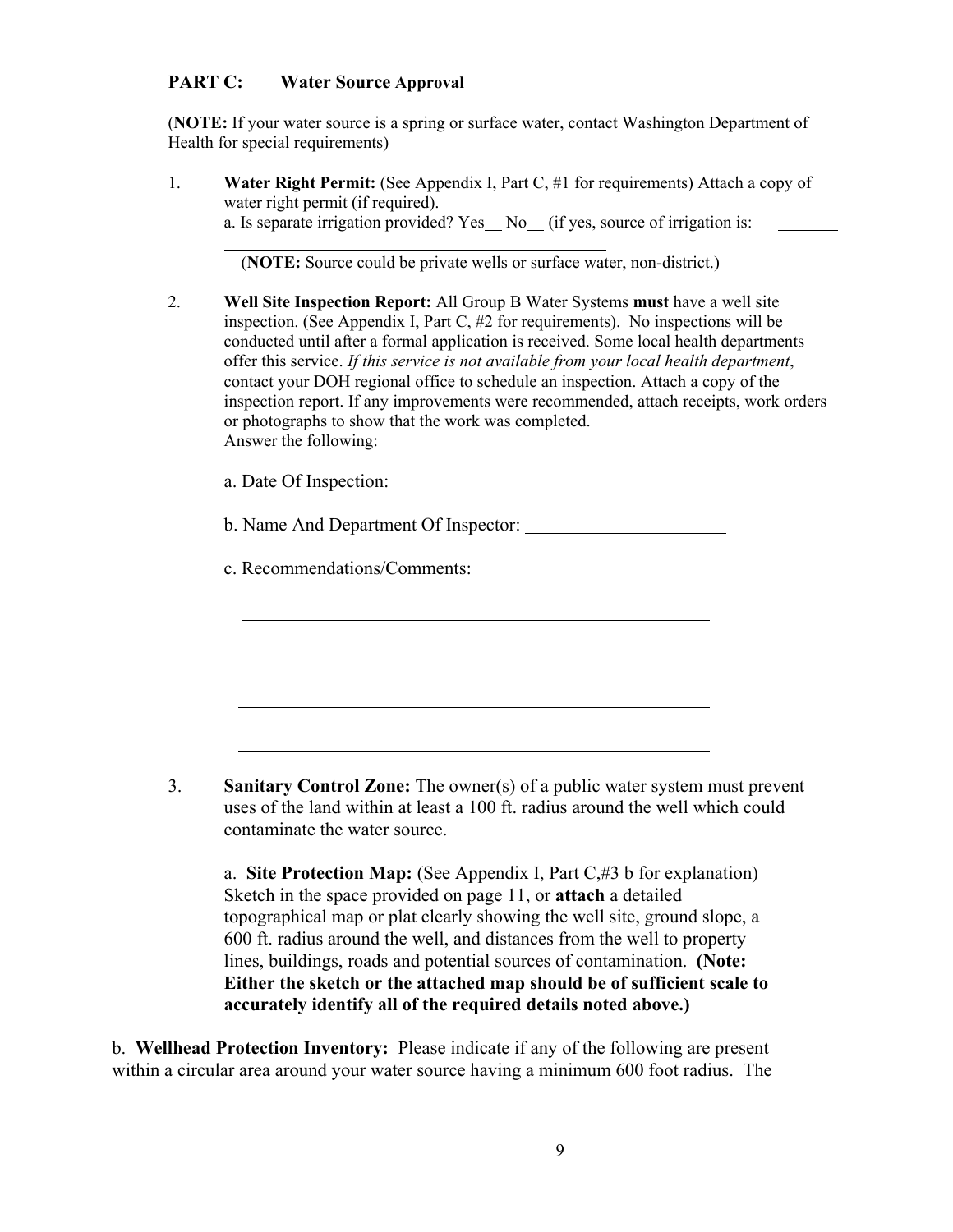## PART C: Water Source Approval

(**NOTE:** If your water source is a spring or surface water, contact Washington Department of Health for special requirements)

1. **Water Right Permit:** (See Appendix I, Part C, #1 for requirements) Attach a copy of water right permit (if required).
   a. Is separate irrigation provided? Yes__ No__ (if yes, source of irrigation is: ________
   ____________________________________________

   (**NOTE:** Source could be private wells or surface water, non-district.)

2. **Well Site Inspection Report:** All Group B Water Systems **must** have a well site inspection. (See Appendix I, Part C, #2 for requirements). No inspections will be conducted until after a formal application is received. Some local health departments offer this service. *If this service is not available from your local health department*, contact your DOH regional office to schedule an inspection. Attach a copy of the inspection report. If any improvements were recommended, attach receipts, work orders or photographs to show that the work was completed.
   Answer the following:

   a. Date Of Inspection: ______________________

   b. Name And Department Of Inspector: ______________________

   c. Recommendations/Comments: __________________________

   ____________________________________________

   ____________________________________________

   ____________________________________________

   ____________________________________________

3. **Sanitary Control Zone:** The owner(s) of a public water system must prevent uses of the land within at least a 100 ft. radius around the well which could contaminate the water source.

   a. **Site Protection Map:** (See Appendix I, Part C,#3 b for explanation) Sketch in the space provided on page 11, or **attach** a detailed topographical map or plat clearly showing the well site, ground slope, a 600 ft. radius around the well, and distances from the well to property lines, buildings, roads and potential sources of contamination. **(Note: Either the sketch or the attached map should be of sufficient scale to accurately identify all of the required details noted above.)**

b. **Wellhead Protection Inventory:** Please indicate if any of the following are present within a circular area around your water source having a minimum 600 foot radius. The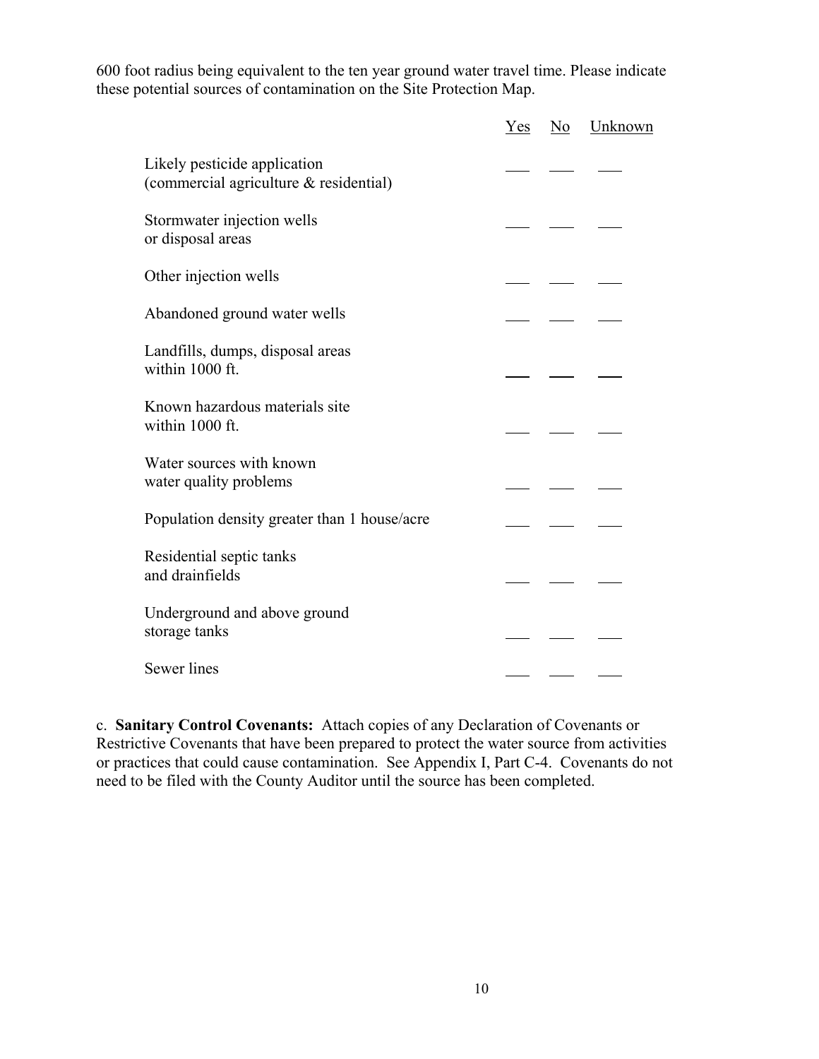600 foot radius being equivalent to the ten year ground water travel time. Please indicate these potential sources of contamination on the Site Protection Map.

| | Yes | No | Unknown |
|---|---|---|---|
| Likely pesticide application (commercial agriculture & residential) | ___ | ___ | ___ |
| Stormwater injection wells or disposal areas | ___ | ___ | ___ |
| Other injection wells | ___ | ___ | ___ |
| Abandoned ground water wells | ___ | ___ | ___ |
| Landfills, dumps, disposal areas within 1000 ft. | ___ | ___ | ___ |
| Known hazardous materials site within 1000 ft. | ___ | ___ | ___ |
| Water sources with known water quality problems | ___ | ___ | ___ |
| Population density greater than 1 house/acre | ___ | ___ | ___ |
| Residential septic tanks and drainfields | ___ | ___ | ___ |
| Underground and above ground storage tanks | ___ | ___ | ___ |
| Sewer lines | ___ | ___ | ___ |

c. **Sanitary Control Covenants:** Attach copies of any Declaration of Covenants or Restrictive Covenants that have been prepared to protect the water source from activities or practices that could cause contamination. See Appendix I, Part C-4. Covenants do not need to be filed with the County Auditor until the source has been completed.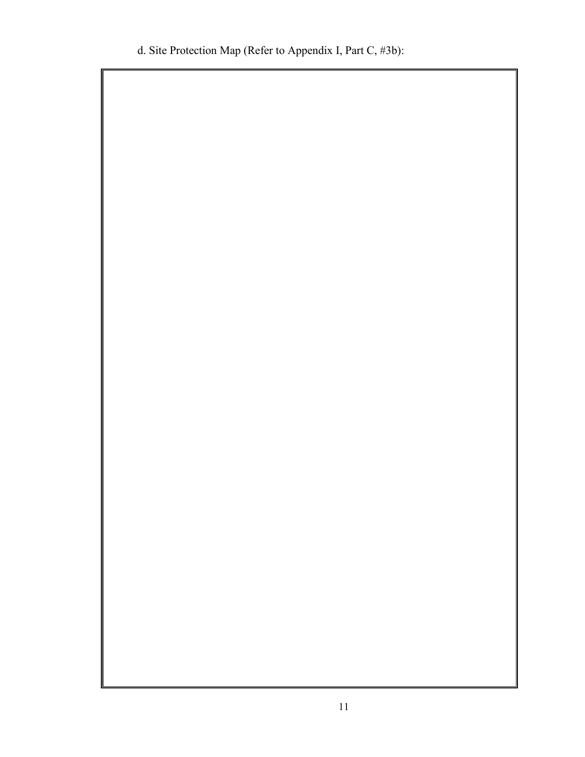d. Site Protection Map (Refer to Appendix I, Part C, #3b):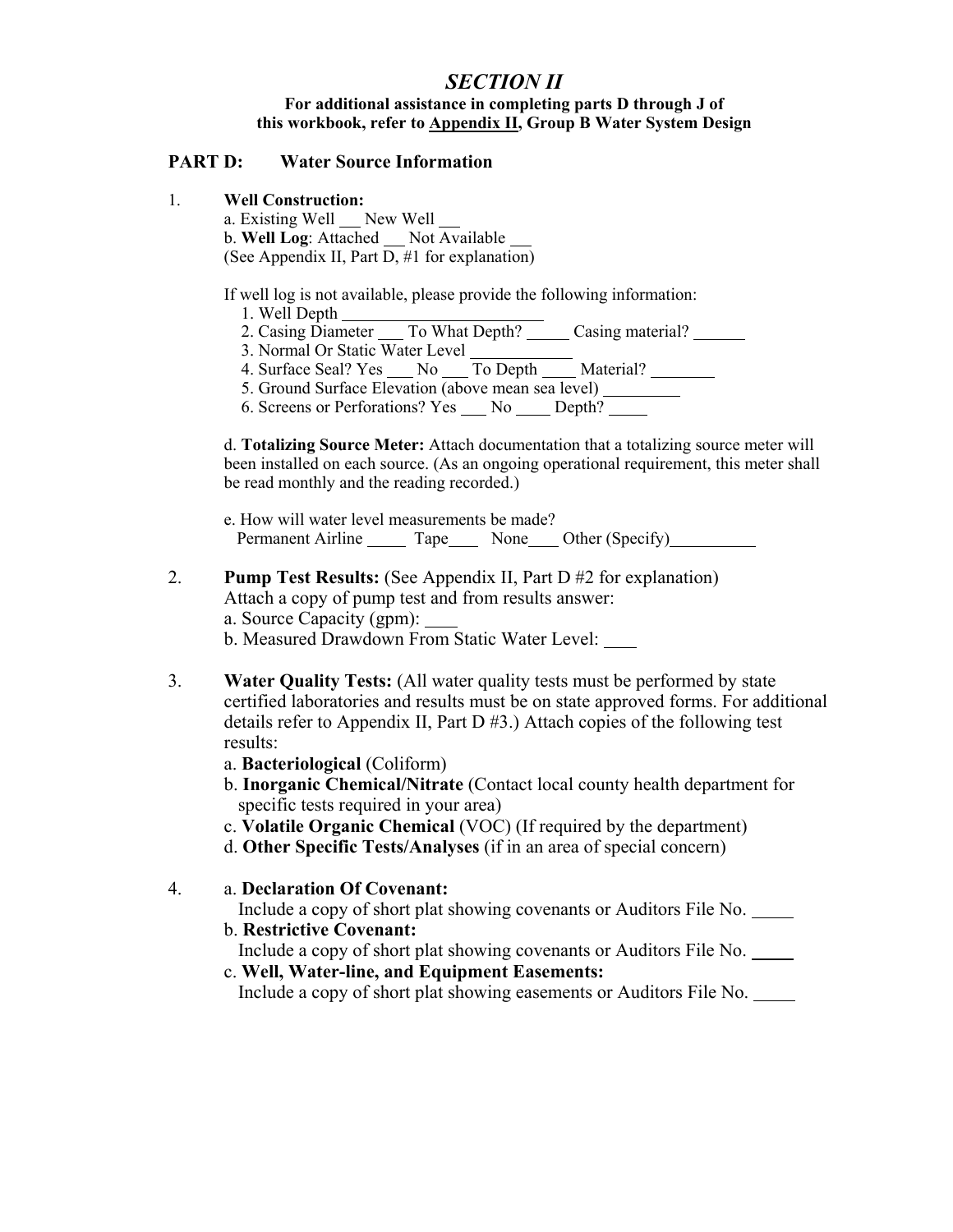# *SECTION II*

**For additional assistance in completing parts D through J of this workbook, refer to Appendix II, Group B Water System Design**

## PART D: Water Source Information

1. **Well Construction:**

   a. Existing Well ___ New Well ___

   b. **Well Log**: Attached ___ Not Available ___
   (See Appendix II, Part D, #1 for explanation)

   If well log is not available, please provide the following information:

   1. Well Depth ________________________
   2. Casing Diameter ___ To What Depth? _____ Casing material? ______
   3. Normal Or Static Water Level ____________
   4. Surface Seal? Yes ___ No ___ To Depth ____ Material? ________
   5. Ground Surface Elevation (above mean sea level) _________
   6. Screens or Perforations? Yes ___ No ____ Depth? _____

   d. **Totalizing Source Meter:** Attach documentation that a totalizing source meter will been installed on each source. (As an ongoing operational requirement, this meter shall be read monthly and the reading recorded.)

   e. How will water level measurements be made?
   Permanent Airline _____ Tape____ None____ Other (Specify)__________

2. **Pump Test Results:** (See Appendix II, Part D #2 for explanation)
   Attach a copy of pump test and from results answer:

   a. Source Capacity (gpm): ____

   b. Measured Drawdown From Static Water Level: ____

3. **Water Quality Tests:** (All water quality tests must be performed by state certified laboratories and results must be on state approved forms. For additional details refer to Appendix II, Part D #3.) Attach copies of the following test results:

   a. **Bacteriological** (Coliform)

   b. **Inorganic Chemical/Nitrate** (Contact local county health department for specific tests required in your area)

   c. **Volatile Organic Chemical** (VOC) (If required by the department)

   d. **Other Specific Tests/Analyses** (if in an area of special concern)

4. a. **Declaration Of Covenant:**
   Include a copy of short plat showing covenants or Auditors File No. _____

   b. **Restrictive Covenant:**
   Include a copy of short plat showing covenants or Auditors File No. _____

   c. **Well, Water-line, and Equipment Easements:**
   Include a copy of short plat showing easements or Auditors File No. _____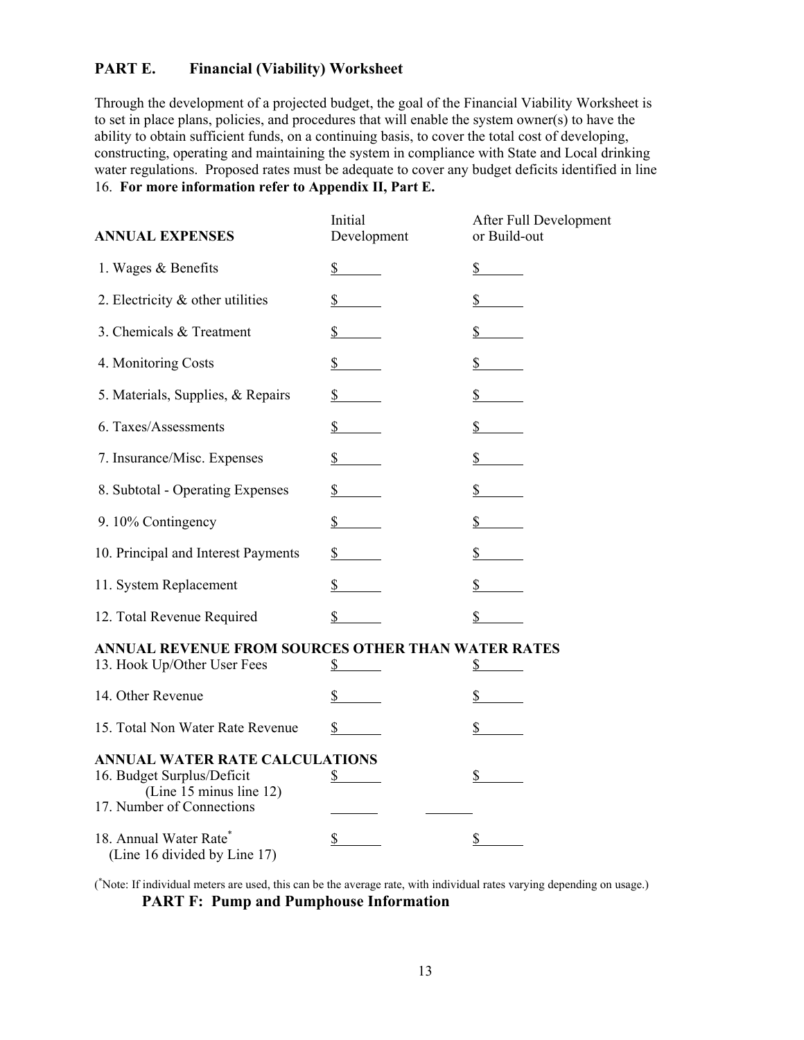## PART E. Financial (Viability) Worksheet

Through the development of a projected budget, the goal of the Financial Viability Worksheet is to set in place plans, policies, and procedures that will enable the system owner(s) to have the ability to obtain sufficient funds, on a continuing basis, to cover the total cost of developing, constructing, operating and maintaining the system in compliance with State and Local drinking water regulations. Proposed rates must be adequate to cover any budget deficits identified in line 16. **For more information refer to Appendix II, Part E.**

| **ANNUAL EXPENSES** | Initial Development | After Full Development or Build-out |
|---|---|---|
| 1. Wages & Benefits | $ | $ |
| 2. Electricity & other utilities | $ | $ |
| 3. Chemicals & Treatment | $ | $ |
| 4. Monitoring Costs | $ | $ |
| 5. Materials, Supplies, & Repairs | $ | $ |
| 6. Taxes/Assessments | $ | $ |
| 7. Insurance/Misc. Expenses | $ | $ |
| 8. Subtotal - Operating Expenses | $ | $ |
| 9. 10% Contingency | $ | $ |
| 10. Principal and Interest Payments | $ | $ |
| 11. System Replacement | $ | $ |
| 12. Total Revenue Required | $ | $ |
| **ANNUAL REVENUE FROM SOURCES OTHER THAN WATER RATES** | | |
| 13. Hook Up/Other User Fees | $ | $ |
| 14. Other Revenue | $ | $ |
| 15. Total Non Water Rate Revenue | $ | $ |
| **ANNUAL WATER RATE CALCULATIONS** | | |
| 16. Budget Surplus/Deficit (Line 15 minus line 12) | $ | $ |
| 17. Number of Connections | | |
| 18. Annual Water Rate* (Line 16 divided by Line 17) | $ | $ |

(*Note: If individual meters are used, this can be the average rate, with individual rates varying depending on usage.)

## PART F: Pump and Pumphouse Information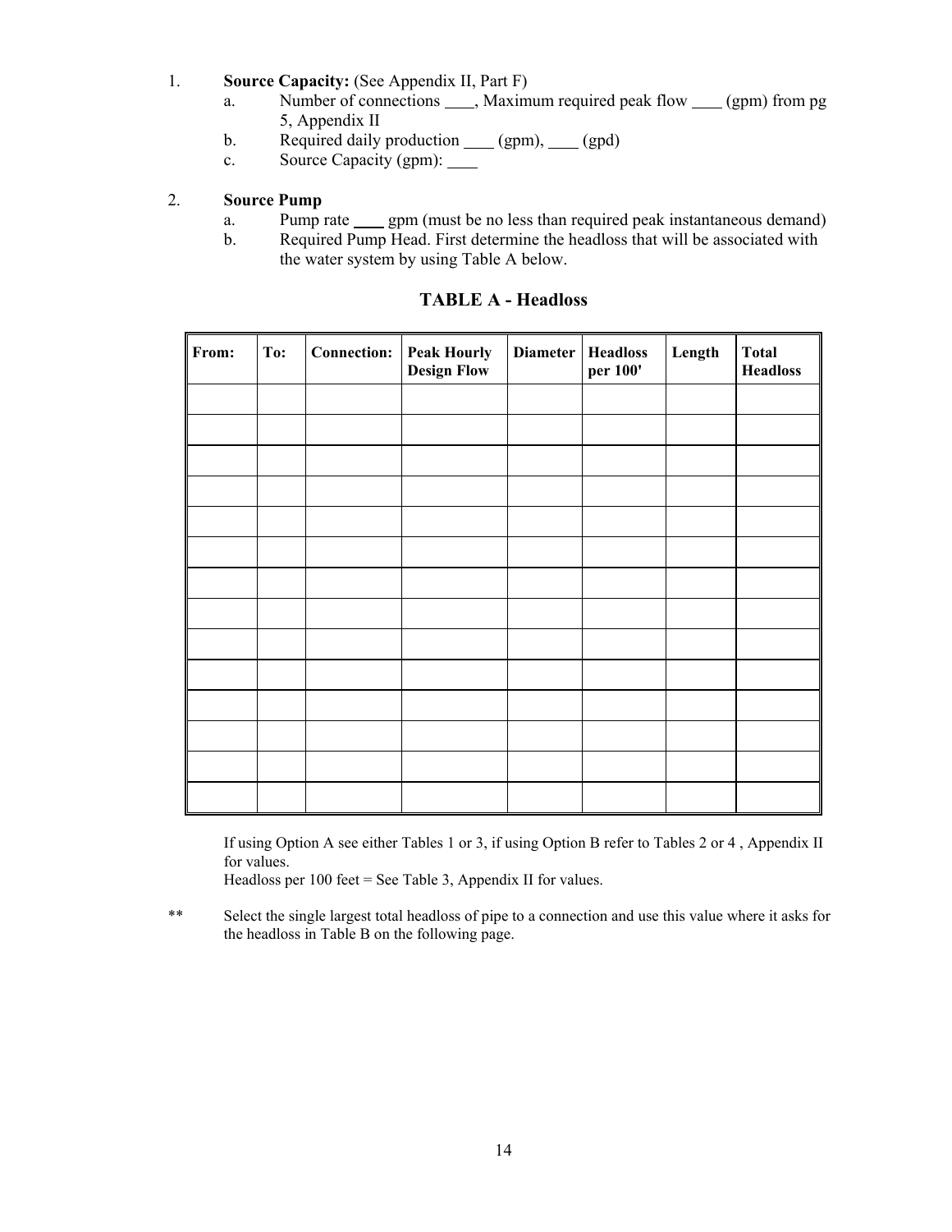1. **Source Capacity:** (See Appendix II, Part F)
   a. Number of connections ____, Maximum required peak flow ____ (gpm) from pg 5, Appendix II
   b. Required daily production ____ (gpm), ____ (gpd)
   c. Source Capacity (gpm): ____

2. **Source Pump**
   a. Pump rate ____ gpm (must be no less than required peak instantaneous demand)
   b. Required Pump Head. First determine the headloss that will be associated with the water system by using Table A below.

### TABLE A - Headloss

| From: | To: | Connection: | Peak Hourly Design Flow | Diameter | Headloss per 100' | Length | Total Headloss |
|---|---|---|---|---|---|---|---|
| | | | | | | | |
| | | | | | | | |
| | | | | | | | |
| | | | | | | | |
| | | | | | | | |
| | | | | | | | |
| | | | | | | | |
| | | | | | | | |
| | | | | | | | |
| | | | | | | | |
| | | | | | | | |
| | | | | | | | |
| | | | | | | | |
| | | | | | | | |

If using Option A see either Tables 1 or 3, if using Option B refer to Tables 2 or 4 , Appendix II for values.
Headloss per 100 feet = See Table 3, Appendix II for values.

** Select the single largest total headloss of pipe to a connection and use this value where it asks for the headloss in Table B on the following page.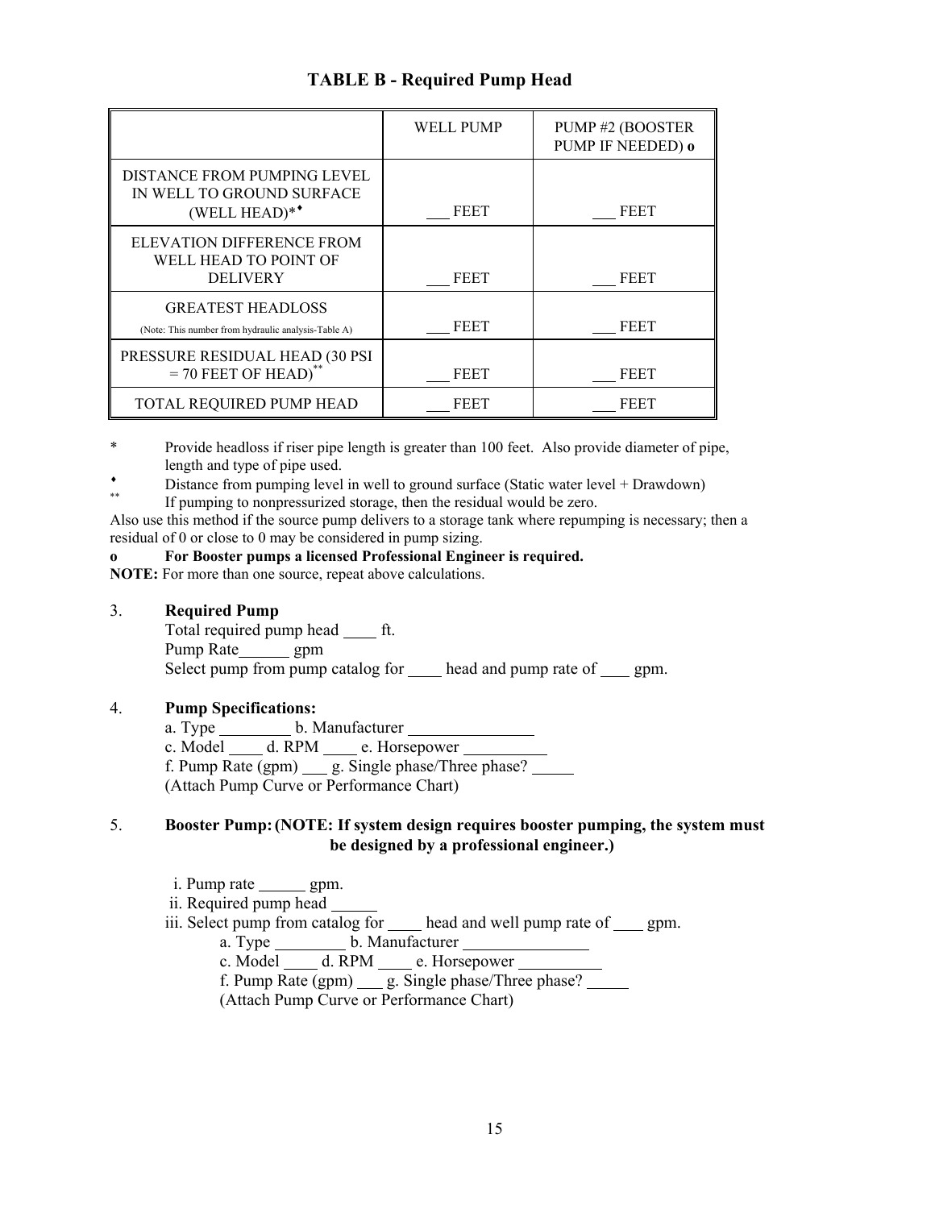## TABLE B - Required Pump Head

| | WELL PUMP | PUMP #2 (BOOSTER PUMP IF NEEDED) **o** |
|---|---|---|
| DISTANCE FROM PUMPING LEVEL IN WELL TO GROUND SURFACE (WELL HEAD)*◆ | ___ FEET | ___ FEET |
| ELEVATION DIFFERENCE FROM WELL HEAD TO POINT OF DELIVERY | ___ FEET | ___ FEET |
| GREATEST HEADLOSS (Note: This number from hydraulic analysis-Table A) | ___ FEET | ___ FEET |
| PRESSURE RESIDUAL HEAD (30 PSI = 70 FEET OF HEAD)** | ___ FEET | ___ FEET |
| TOTAL REQUIRED PUMP HEAD | ___ FEET | ___ FEET |

\* Provide headloss if riser pipe length is greater than 100 feet. Also provide diameter of pipe, length and type of pipe used.

◆ Distance from pumping level in well to ground surface (Static water level + Drawdown)

** If pumping to nonpressurized storage, then the residual would be zero.

Also use this method if the source pump delivers to a storage tank where repumping is necessary; then a residual of 0 or close to 0 may be considered in pump sizing.

**o For Booster pumps a licensed Professional Engineer is required.**

**NOTE:** For more than one source, repeat above calculations.

3. **Required Pump**

   Total required pump head ____ ft.

   Pump Rate______ gpm

   Select pump from pump catalog for ____ head and pump rate of ___ gpm.

4. **Pump Specifications:**

   a. Type ________ b. Manufacturer _______________

   c. Model ____ d. RPM ____ e. Horsepower __________

   f. Pump Rate (gpm) ___ g. Single phase/Three phase? _____

   (Attach Pump Curve or Performance Chart)

5. **Booster Pump: (NOTE: If system design requires booster pumping, the system must be designed by a professional engineer.)**

   i. Pump rate ______ gpm.

   ii. Required pump head _____

   iii. Select pump from catalog for ____ head and well pump rate of ___ gpm.

   a. Type ________ b. Manufacturer _______________

   c. Model ____ d. RPM ____ e. Horsepower __________

   f. Pump Rate (gpm) ___ g. Single phase/Three phase? _____

   (Attach Pump Curve or Performance Chart)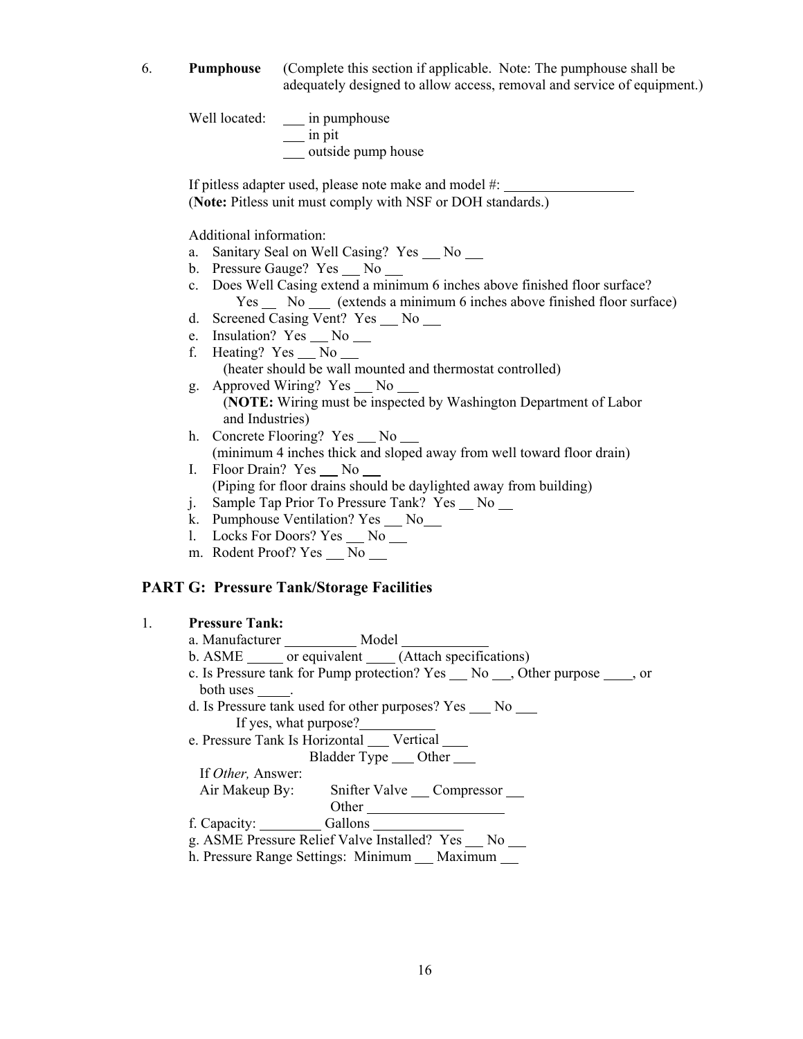6. **Pumphouse** (Complete this section if applicable. Note: The pumphouse shall be adequately designed to allow access, removal and service of equipment.)

Well located: ___ in pumphouse
___ in pit
___ outside pump house

If pitless adapter used, please note make and model #: __________________
(**Note:** Pitless unit must comply with NSF or DOH standards.)

Additional information:

a. Sanitary Seal on Well Casing? Yes ___ No ___
b. Pressure Gauge? Yes ___ No ___
c. Does Well Casing extend a minimum 6 inches above finished floor surface?
   Yes ___ No ___ (extends a minimum 6 inches above finished floor surface)
d. Screened Casing Vent? Yes ___ No ___
e. Insulation? Yes ___ No ___
f. Heating? Yes ___ No ___
   (heater should be wall mounted and thermostat controlled)
g. Approved Wiring? Yes ___ No ___
   (**NOTE:** Wiring must be inspected by Washington Department of Labor and Industries)
h. Concrete Flooring? Yes ___ No ___
   (minimum 4 inches thick and sloped away from well toward floor drain)
I. Floor Drain? Yes ___ No ___
   (Piping for floor drains should be daylighted away from building)
j. Sample Tap Prior To Pressure Tank? Yes ___ No ___
k. Pumphouse Ventilation? Yes ___ No___
l. Locks For Doors? Yes ___ No ___
m. Rodent Proof? Yes ___ No ___

## PART G: Pressure Tank/Storage Facilities

1. **Pressure Tank:**

a. Manufacturer __________ Model ____________
b. ASME _____ or equivalent ____ (Attach specifications)
c. Is Pressure tank for Pump protection? Yes ___ No ___, Other purpose ____, or both uses _____.
d. Is Pressure tank used for other purposes? Yes ___ No ___
   If yes, what purpose?__________
e. Pressure Tank Is Horizontal ___ Vertical ___
   Bladder Type ___ Other ___
   If *Other,* Answer:
   Air Makeup By: Snifter Valve ___ Compressor ___
   Other ___________________
f. Capacity: _________ Gallons _____________
g. ASME Pressure Relief Valve Installed? Yes ___ No ___
h. Pressure Range Settings: Minimum ___ Maximum ___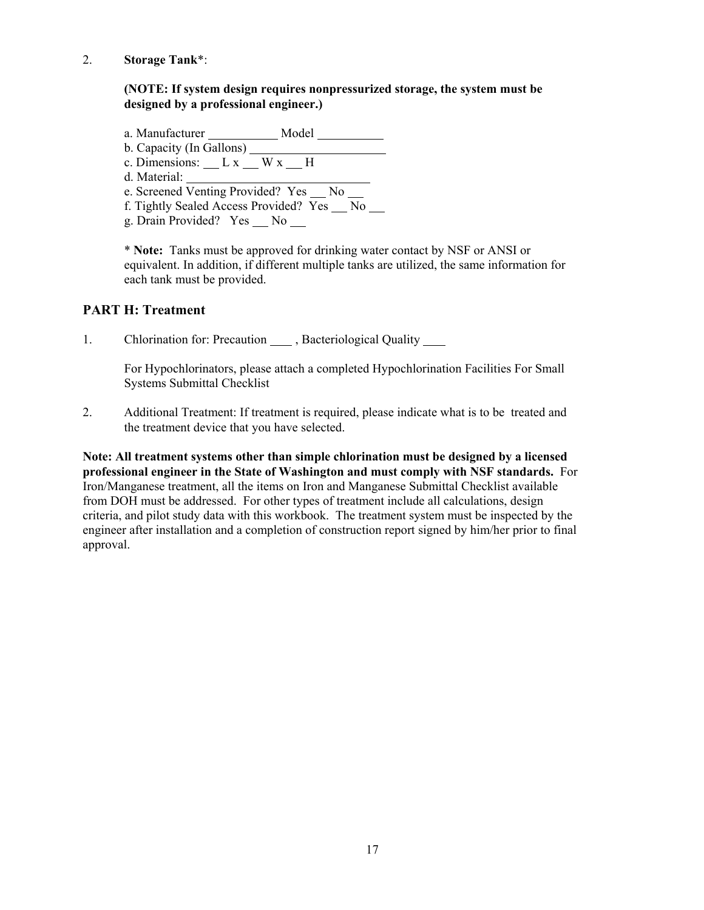2. **Storage Tank***:

   **(NOTE: If system design requires nonpressurized storage, the system must be designed by a professional engineer.)**

   a. Manufacturer ___________ Model ___________
   b. Capacity (In Gallons) ______________________
   c. Dimensions: ___ L x ___ W x ___ H
   d. Material: ____________________________
   e. Screened Venting Provided? Yes ___ No ___
   f. Tightly Sealed Access Provided? Yes ___ No ___
   g. Drain Provided? Yes ___ No ___

   * **Note:** Tanks must be approved for drinking water contact by NSF or ANSI or equivalent. In addition, if different multiple tanks are utilized, the same information for each tank must be provided.

## PART H: Treatment

1. Chlorination for: Precaution ____ , Bacteriological Quality ____

   For Hypochlorinators, please attach a completed Hypochlorination Facilities For Small Systems Submittal Checklist

2. Additional Treatment: If treatment is required, please indicate what is to be treated and the treatment device that you have selected.

**Note: All treatment systems other than simple chlorination must be designed by a licensed professional engineer in the State of Washington and must comply with NSF standards.** For Iron/Manganese treatment, all the items on Iron and Manganese Submittal Checklist available from DOH must be addressed. For other types of treatment include all calculations, design criteria, and pilot study data with this workbook. The treatment system must be inspected by the engineer after installation and a completion of construction report signed by him/her prior to final approval.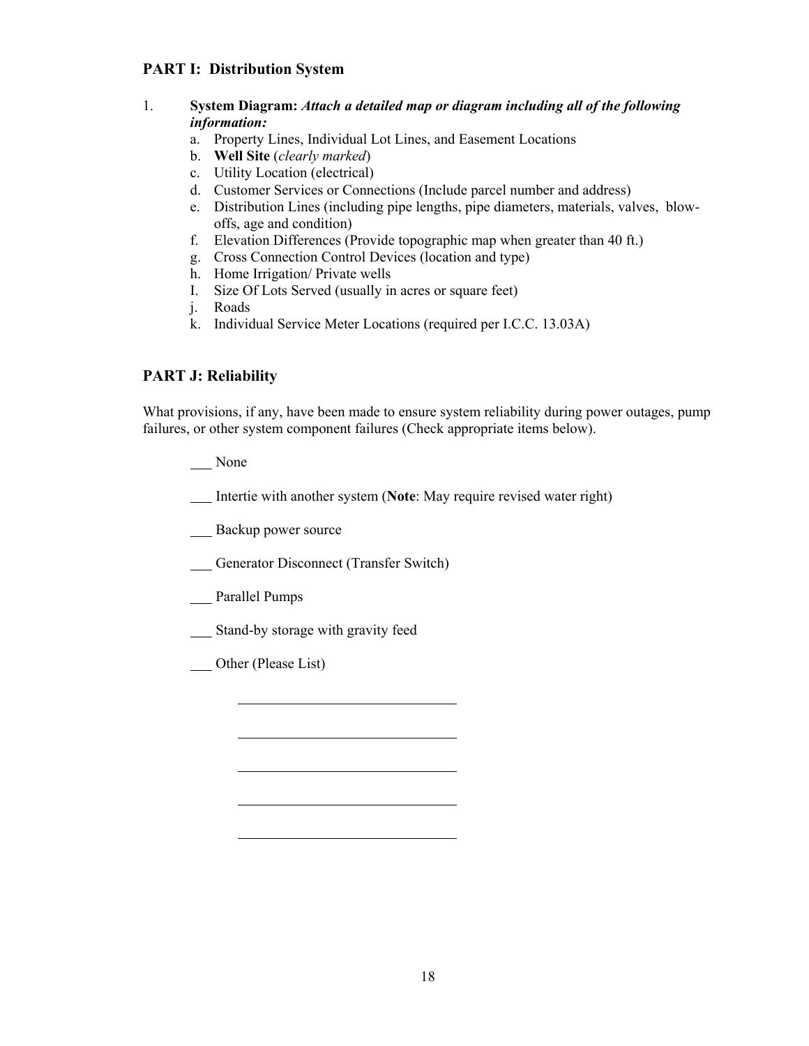## PART I: Distribution System

1. **System Diagram:** ***Attach a detailed map or diagram including all of the following information:***
   a. Property Lines, Individual Lot Lines, and Easement Locations
   b. **Well Site** (*clearly marked*)
   c. Utility Location (electrical)
   d. Customer Services or Connections (Include parcel number and address)
   e. Distribution Lines (including pipe lengths, pipe diameters, materials, valves, blow-offs, age and condition)
   f. Elevation Differences (Provide topographic map when greater than 40 ft.)
   g. Cross Connection Control Devices (location and type)
   h. Home Irrigation/ Private wells
   I. Size Of Lots Served (usually in acres or square feet)
   j. Roads
   k. Individual Service Meter Locations (required per I.C.C. 13.03A)

## PART J: Reliability

What provisions, if any, have been made to ensure system reliability during power outages, pump failures, or other system component failures (Check appropriate items below).

___ None

___ Intertie with another system (**Note**: May require revised water right)

___ Backup power source

___ Generator Disconnect (Transfer Switch)

___ Parallel Pumps

___ Stand-by storage with gravity feed

___ Other (Please List)

______________________________

______________________________

______________________________

______________________________

______________________________